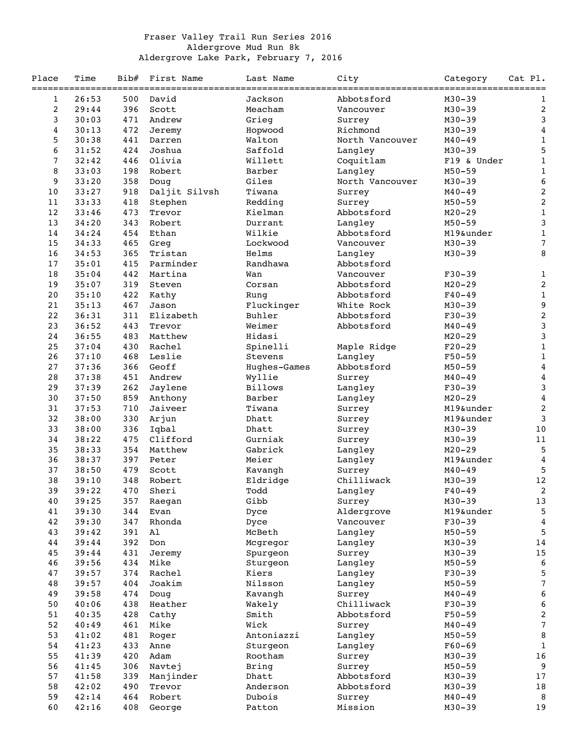# Fraser Valley Trail Run Series 2016

## Aldergrove Mud Run 8k

### Aldergrove Lake Park, February 7, 2016

| Place | Time | Bib# | First Name | Last Name | City | Category | Cat Pl. |
|---|---|---|---|---|---|---|---|
| 1 | 26:53 | 500 | David | Jackson | Abbotsford | M30-39 | 1 |
| 2 | 29:44 | 396 | Scott | Meacham | Vancouver | M30-39 | 2 |
| 3 | 30:03 | 471 | Andrew | Grieg | Surrey | M30-39 | 3 |
| 4 | 30:13 | 472 | Jeremy | Hopwood | Richmond | M30-39 | 4 |
| 5 | 30:38 | 441 | Darren | Walton | North Vancouver | M40-49 | 1 |
| 6 | 31:52 | 424 | Joshua | Saffold | Langley | M30-39 | 5 |
| 7 | 32:42 | 446 | Olivia | Willett | Coquitlam | F19 & Under | 1 |
| 8 | 33:03 | 198 | Robert | Barber | Langley | M50-59 | 1 |
| 9 | 33:20 | 358 | Doug | Giles | North Vancouver | M30-39 | 6 |
| 10 | 33:27 | 918 | Daljit Silvsh | Tiwana | Surrey | M40-49 | 2 |
| 11 | 33:33 | 418 | Stephen | Redding | Surrey | M50-59 | 2 |
| 12 | 33:46 | 473 | Trevor | Kielman | Abbotsford | M20-29 | 1 |
| 13 | 34:20 | 343 | Robert | Durrant | Langley | M50-59 | 3 |
| 14 | 34:24 | 454 | Ethan | Wilkie | Abbotsford | M19&under | 1 |
| 15 | 34:33 | 465 | Greg | Lockwood | Vancouver | M30-39 | 7 |
| 16 | 34:53 | 365 | Tristan | Helms | Langley | M30-39 | 8 |
| 17 | 35:01 | 415 | Parminder | Randhawa | Abbotsford | | |
| 18 | 35:04 | 442 | Martina | Wan | Vancouver | F30-39 | 1 |
| 19 | 35:07 | 319 | Steven | Corsan | Abbotsford | M20-29 | 2 |
| 20 | 35:10 | 422 | Kathy | Rung | Abbotsford | F40-49 | 1 |
| 21 | 35:13 | 467 | Jason | Fluckinger | White Rock | M30-39 | 9 |
| 22 | 36:31 | 311 | Elizabeth | Buhler | Abbotsford | F30-39 | 2 |
| 23 | 36:52 | 443 | Trevor | Weimer | Abbotsford | M40-49 | 3 |
| 24 | 36:55 | 483 | Matthew | Hidasi | | M20-29 | 3 |
| 25 | 37:04 | 430 | Rachel | Spinelli | Maple Ridge | F20-29 | 1 |
| 26 | 37:10 | 468 | Leslie | Stevens | Langley | F50-59 | 1 |
| 27 | 37:36 | 366 | Geoff | Hughes-Games | Abbotsford | M50-59 | 4 |
| 28 | 37:38 | 451 | Andrew | Wyllie | Surrey | M40-49 | 4 |
| 29 | 37:39 | 262 | Jaylene | Billows | Langley | F30-39 | 3 |
| 30 | 37:50 | 859 | Anthony | Barber | Langley | M20-29 | 4 |
| 31 | 37:53 | 710 | Jaiveer | Tiwana | Surrey | M19&under | 2 |
| 32 | 38:00 | 330 | Arjun | Dhatt | Surrey | M19&under | 3 |
| 33 | 38:00 | 336 | Iqbal | Dhatt | Surrey | M30-39 | 10 |
| 34 | 38:22 | 475 | Clifford | Gurniak | Surrey | M30-39 | 11 |
| 35 | 38:33 | 354 | Matthew | Gabrick | Langley | M20-29 | 5 |
| 36 | 38:37 | 397 | Peter | Meier | Langley | M19&under | 4 |
| 37 | 38:50 | 479 | Scott | Kavangh | Surrey | M40-49 | 5 |
| 38 | 39:10 | 348 | Robert | Eldridge | Chilliwack | M30-39 | 12 |
| 39 | 39:22 | 470 | Sheri | Todd | Langley | F40-49 | 2 |
| 40 | 39:25 | 357 | Raegan | Gibb | Surrey | M30-39 | 13 |
| 41 | 39:30 | 344 | Evan | Dyce | Aldergrove | M19&under | 5 |
| 42 | 39:30 | 347 | Rhonda | Dyce | Vancouver | F30-39 | 4 |
| 43 | 39:42 | 391 | Al | McBeth | Langley | M50-59 | 5 |
| 44 | 39:44 | 392 | Don | Mcgregor | Langley | M30-39 | 14 |
| 45 | 39:44 | 431 | Jeremy | Spurgeon | Surrey | M30-39 | 15 |
| 46 | 39:56 | 434 | Mike | Sturgeon | Langley | M50-59 | 6 |
| 47 | 39:57 | 374 | Rachel | Kiers | Langley | F30-39 | 5 |
| 48 | 39:57 | 404 | Joakim | Nilsson | Langley | M50-59 | 7 |
| 49 | 39:58 | 474 | Doug | Kavangh | Surrey | M40-49 | 6 |
| 50 | 40:06 | 438 | Heather | Wakely | Chilliwack | F30-39 | 6 |
| 51 | 40:35 | 428 | Cathy | Smith | Abbotsford | F50-59 | 2 |
| 52 | 40:49 | 461 | Mike | Wick | Surrey | M40-49 | 7 |
| 53 | 41:02 | 481 | Roger | Antoniazzi | Langley | M50-59 | 8 |
| 54 | 41:23 | 433 | Anne | Sturgeon | Langley | F60-69 | 1 |
| 55 | 41:39 | 420 | Adam | Rootham | Surrey | M30-39 | 16 |
| 56 | 41:45 | 306 | Navtej | Bring | Surrey | M50-59 | 9 |
| 57 | 41:58 | 339 | Manjinder | Dhatt | Abbotsford | M30-39 | 17 |
| 58 | 42:02 | 490 | Trevor | Anderson | Abbotsford | M30-39 | 18 |
| 59 | 42:14 | 464 | Robert | Dubois | Surrey | M40-49 | 8 |
| 60 | 42:16 | 408 | George | Patton | Mission | M30-39 | 19 |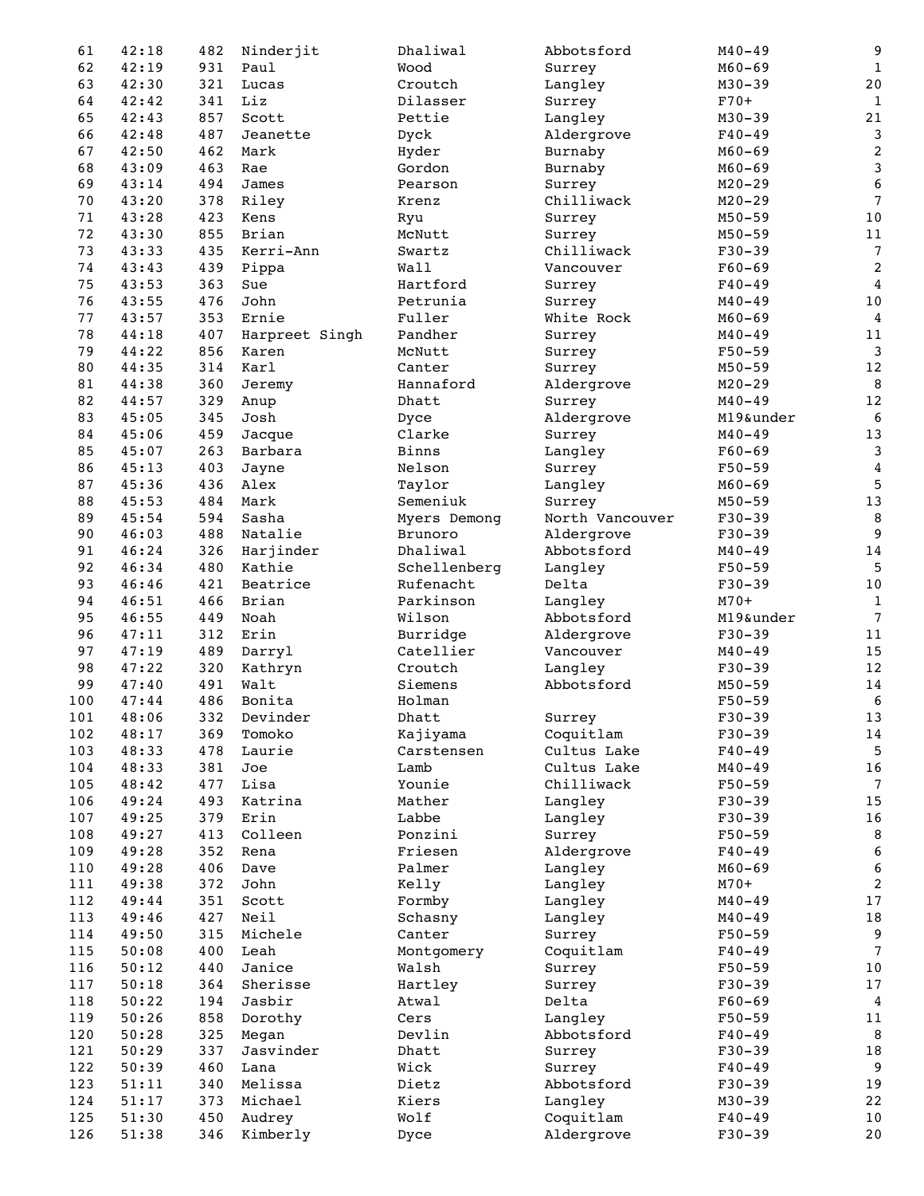| | | | | | | | |
|---|---|---|---|---|---|---|---|
| 61 | 42:18 | 482 | Ninderjit | Dhaliwal | Abbotsford | M40-49 | 9 |
| 62 | 42:19 | 931 | Paul | Wood | Surrey | M60-69 | 1 |
| 63 | 42:30 | 321 | Lucas | Croutch | Langley | M30-39 | 20 |
| 64 | 42:42 | 341 | Liz | Dilasser | Surrey | F70+ | 1 |
| 65 | 42:43 | 857 | Scott | Pettie | Langley | M30-39 | 21 |
| 66 | 42:48 | 487 | Jeanette | Dyck | Aldergrove | F40-49 | 3 |
| 67 | 42:50 | 462 | Mark | Hyder | Burnaby | M60-69 | 2 |
| 68 | 43:09 | 463 | Rae | Gordon | Burnaby | M60-69 | 3 |
| 69 | 43:14 | 494 | James | Pearson | Surrey | M20-29 | 6 |
| 70 | 43:20 | 378 | Riley | Krenz | Chilliwack | M20-29 | 7 |
| 71 | 43:28 | 423 | Kens | Ryu | Surrey | M50-59 | 10 |
| 72 | 43:30 | 855 | Brian | McNutt | Surrey | M50-59 | 11 |
| 73 | 43:33 | 435 | Kerri-Ann | Swartz | Chilliwack | F30-39 | 7 |
| 74 | 43:43 | 439 | Pippa | Wall | Vancouver | F60-69 | 2 |
| 75 | 43:53 | 363 | Sue | Hartford | Surrey | F40-49 | 4 |
| 76 | 43:55 | 476 | John | Petrunia | Surrey | M40-49 | 10 |
| 77 | 43:57 | 353 | Ernie | Fuller | White Rock | M60-69 | 4 |
| 78 | 44:18 | 407 | Harpreet Singh | Pandher | Surrey | M40-49 | 11 |
| 79 | 44:22 | 856 | Karen | McNutt | Surrey | F50-59 | 3 |
| 80 | 44:35 | 314 | Karl | Canter | Surrey | M50-59 | 12 |
| 81 | 44:38 | 360 | Jeremy | Hannaford | Aldergrove | M20-29 | 8 |
| 82 | 44:57 | 329 | Anup | Dhatt | Surrey | M40-49 | 12 |
| 83 | 45:05 | 345 | Josh | Dyce | Aldergrove | M19&under | 6 |
| 84 | 45:06 | 459 | Jacque | Clarke | Surrey | M40-49 | 13 |
| 85 | 45:07 | 263 | Barbara | Binns | Langley | F60-69 | 3 |
| 86 | 45:13 | 403 | Jayne | Nelson | Surrey | F50-59 | 4 |
| 87 | 45:36 | 436 | Alex | Taylor | Langley | M60-69 | 5 |
| 88 | 45:53 | 484 | Mark | Semeniuk | Surrey | M50-59 | 13 |
| 89 | 45:54 | 594 | Sasha | Myers Demong | North Vancouver | F30-39 | 8 |
| 90 | 46:03 | 488 | Natalie | Brunoro | Aldergrove | F30-39 | 9 |
| 91 | 46:24 | 326 | Harjinder | Dhaliwal | Abbotsford | M40-49 | 14 |
| 92 | 46:34 | 480 | Kathie | Schellenberg | Langley | F50-59 | 5 |
| 93 | 46:46 | 421 | Beatrice | Rufenacht | Delta | F30-39 | 10 |
| 94 | 46:51 | 466 | Brian | Parkinson | Langley | M70+ | 1 |
| 95 | 46:55 | 449 | Noah | Wilson | Abbotsford | M19&under | 7 |
| 96 | 47:11 | 312 | Erin | Burridge | Aldergrove | F30-39 | 11 |
| 97 | 47:19 | 489 | Darryl | Catellier | Vancouver | M40-49 | 15 |
| 98 | 47:22 | 320 | Kathryn | Croutch | Langley | F30-39 | 12 |
| 99 | 47:40 | 491 | Walt | Siemens | Abbotsford | M50-59 | 14 |
| 100 | 47:44 | 486 | Bonita | Holman | | F50-59 | 6 |
| 101 | 48:06 | 332 | Devinder | Dhatt | Surrey | F30-39 | 13 |
| 102 | 48:17 | 369 | Tomoko | Kajiyama | Coquitlam | F30-39 | 14 |
| 103 | 48:33 | 478 | Laurie | Carstensen | Cultus Lake | F40-49 | 5 |
| 104 | 48:33 | 381 | Joe | Lamb | Cultus Lake | M40-49 | 16 |
| 105 | 48:42 | 477 | Lisa | Younie | Chilliwack | F50-59 | 7 |
| 106 | 49:24 | 493 | Katrina | Mather | Langley | F30-39 | 15 |
| 107 | 49:25 | 379 | Erin | Labbe | Langley | F30-39 | 16 |
| 108 | 49:27 | 413 | Colleen | Ponzini | Surrey | F50-59 | 8 |
| 109 | 49:28 | 352 | Rena | Friesen | Aldergrove | F40-49 | 6 |
| 110 | 49:28 | 406 | Dave | Palmer | Langley | M60-69 | 6 |
| 111 | 49:38 | 372 | John | Kelly | Langley | M70+ | 2 |
| 112 | 49:44 | 351 | Scott | Formby | Langley | M40-49 | 17 |
| 113 | 49:46 | 427 | Neil | Schasny | Langley | M40-49 | 18 |
| 114 | 49:50 | 315 | Michele | Canter | Surrey | F50-59 | 9 |
| 115 | 50:08 | 400 | Leah | Montgomery | Coquitlam | F40-49 | 7 |
| 116 | 50:12 | 440 | Janice | Walsh | Surrey | F50-59 | 10 |
| 117 | 50:18 | 364 | Sherisse | Hartley | Surrey | F30-39 | 17 |
| 118 | 50:22 | 194 | Jasbir | Atwal | Delta | F60-69 | 4 |
| 119 | 50:26 | 858 | Dorothy | Cers | Langley | F50-59 | 11 |
| 120 | 50:28 | 325 | Megan | Devlin | Abbotsford | F40-49 | 8 |
| 121 | 50:29 | 337 | Jasvinder | Dhatt | Surrey | F30-39 | 18 |
| 122 | 50:39 | 460 | Lana | Wick | Surrey | F40-49 | 9 |
| 123 | 51:11 | 340 | Melissa | Dietz | Abbotsford | F30-39 | 19 |
| 124 | 51:17 | 373 | Michael | Kiers | Langley | M30-39 | 22 |
| 125 | 51:30 | 450 | Audrey | Wolf | Coquitlam | F40-49 | 10 |
| 126 | 51:38 | 346 | Kimberly | Dyce | Aldergrove | F30-39 | 20 |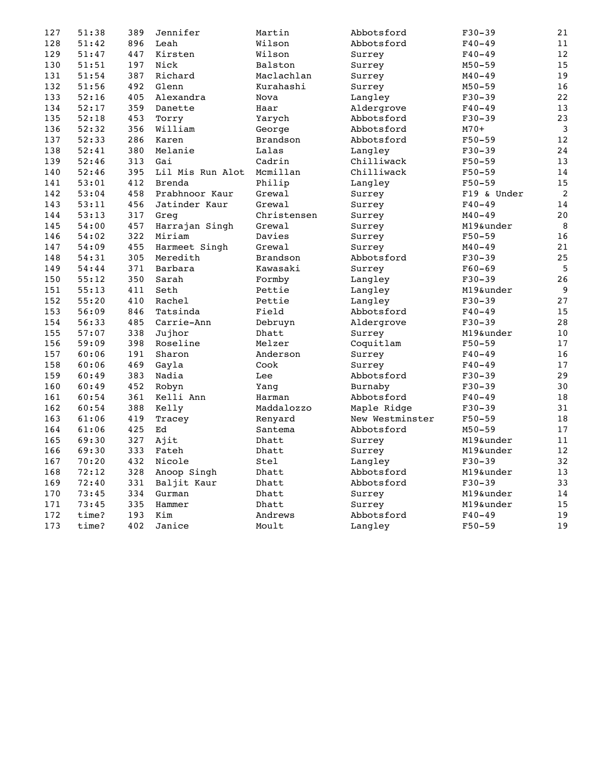| | | | | | | | |
|---|---|---|---|---|---|---|---|
| 127 | 51:38 | 389 | Jennifer | Martin | Abbotsford | F30-39 | 21 |
| 128 | 51:42 | 896 | Leah | Wilson | Abbotsford | F40-49 | 11 |
| 129 | 51:47 | 447 | Kirsten | Wilson | Surrey | F40-49 | 12 |
| 130 | 51:51 | 197 | Nick | Balston | Surrey | M50-59 | 15 |
| 131 | 51:54 | 387 | Richard | Maclachlan | Surrey | M40-49 | 19 |
| 132 | 51:56 | 492 | Glenn | Kurahashi | Surrey | M50-59 | 16 |
| 133 | 52:16 | 405 | Alexandra | Nova | Langley | F30-39 | 22 |
| 134 | 52:17 | 359 | Danette | Haar | Aldergrove | F40-49 | 13 |
| 135 | 52:18 | 453 | Torry | Yarych | Abbotsford | F30-39 | 23 |
| 136 | 52:32 | 356 | William | George | Abbotsford | M70+ | 3 |
| 137 | 52:33 | 286 | Karen | Brandson | Abbotsford | F50-59 | 12 |
| 138 | 52:41 | 380 | Melanie | Lalas | Langley | F30-39 | 24 |
| 139 | 52:46 | 313 | Gai | Cadrin | Chilliwack | F50-59 | 13 |
| 140 | 52:46 | 395 | Lil Mis Run Alot | Mcmillan | Chilliwack | F50-59 | 14 |
| 141 | 53:01 | 412 | Brenda | Philip | Langley | F50-59 | 15 |
| 142 | 53:04 | 458 | Prabhnoor Kaur | Grewal | Surrey | F19 & Under | 2 |
| 143 | 53:11 | 456 | Jatinder Kaur | Grewal | Surrey | F40-49 | 14 |
| 144 | 53:13 | 317 | Greg | Christensen | Surrey | M40-49 | 20 |
| 145 | 54:00 | 457 | Harrajan Singh | Grewal | Surrey | M19&under | 8 |
| 146 | 54:02 | 322 | Miriam | Davies | Surrey | F50-59 | 16 |
| 147 | 54:09 | 455 | Harmeet Singh | Grewal | Surrey | M40-49 | 21 |
| 148 | 54:31 | 305 | Meredith | Brandson | Abbotsford | F30-39 | 25 |
| 149 | 54:44 | 371 | Barbara | Kawasaki | Surrey | F60-69 | 5 |
| 150 | 55:12 | 350 | Sarah | Formby | Langley | F30-39 | 26 |
| 151 | 55:13 | 411 | Seth | Pettie | Langley | M19&under | 9 |
| 152 | 55:20 | 410 | Rachel | Pettie | Langley | F30-39 | 27 |
| 153 | 56:09 | 846 | Tatsinda | Field | Abbotsford | F40-49 | 15 |
| 154 | 56:33 | 485 | Carrie-Ann | Debruyn | Aldergrove | F30-39 | 28 |
| 155 | 57:07 | 338 | Jujhor | Dhatt | Surrey | M19&under | 10 |
| 156 | 59:09 | 398 | Roseline | Melzer | Coquitlam | F50-59 | 17 |
| 157 | 60:06 | 191 | Sharon | Anderson | Surrey | F40-49 | 16 |
| 158 | 60:06 | 469 | Gayla | Cook | Surrey | F40-49 | 17 |
| 159 | 60:49 | 383 | Nadia | Lee | Abbotsford | F30-39 | 29 |
| 160 | 60:49 | 452 | Robyn | Yang | Burnaby | F30-39 | 30 |
| 161 | 60:54 | 361 | Kelli Ann | Harman | Abbotsford | F40-49 | 18 |
| 162 | 60:54 | 388 | Kelly | Maddalozzo | Maple Ridge | F30-39 | 31 |
| 163 | 61:06 | 419 | Tracey | Renyard | New Westminster | F50-59 | 18 |
| 164 | 61:06 | 425 | Ed | Santema | Abbotsford | M50-59 | 17 |
| 165 | 69:30 | 327 | Ajit | Dhatt | Surrey | M19&under | 11 |
| 166 | 69:30 | 333 | Fateh | Dhatt | Surrey | M19&under | 12 |
| 167 | 70:20 | 432 | Nicole | Stel | Langley | F30-39 | 32 |
| 168 | 72:12 | 328 | Anoop Singh | Dhatt | Abbotsford | M19&under | 13 |
| 169 | 72:40 | 331 | Baljit Kaur | Dhatt | Abbotsford | F30-39 | 33 |
| 170 | 73:45 | 334 | Gurman | Dhatt | Surrey | M19&under | 14 |
| 171 | 73:45 | 335 | Hammer | Dhatt | Surrey | M19&under | 15 |
| 172 | time? | 193 | Kim | Andrews | Abbotsford | F40-49 | 19 |
| 173 | time? | 402 | Janice | Moult | Langley | F50-59 | 19 |